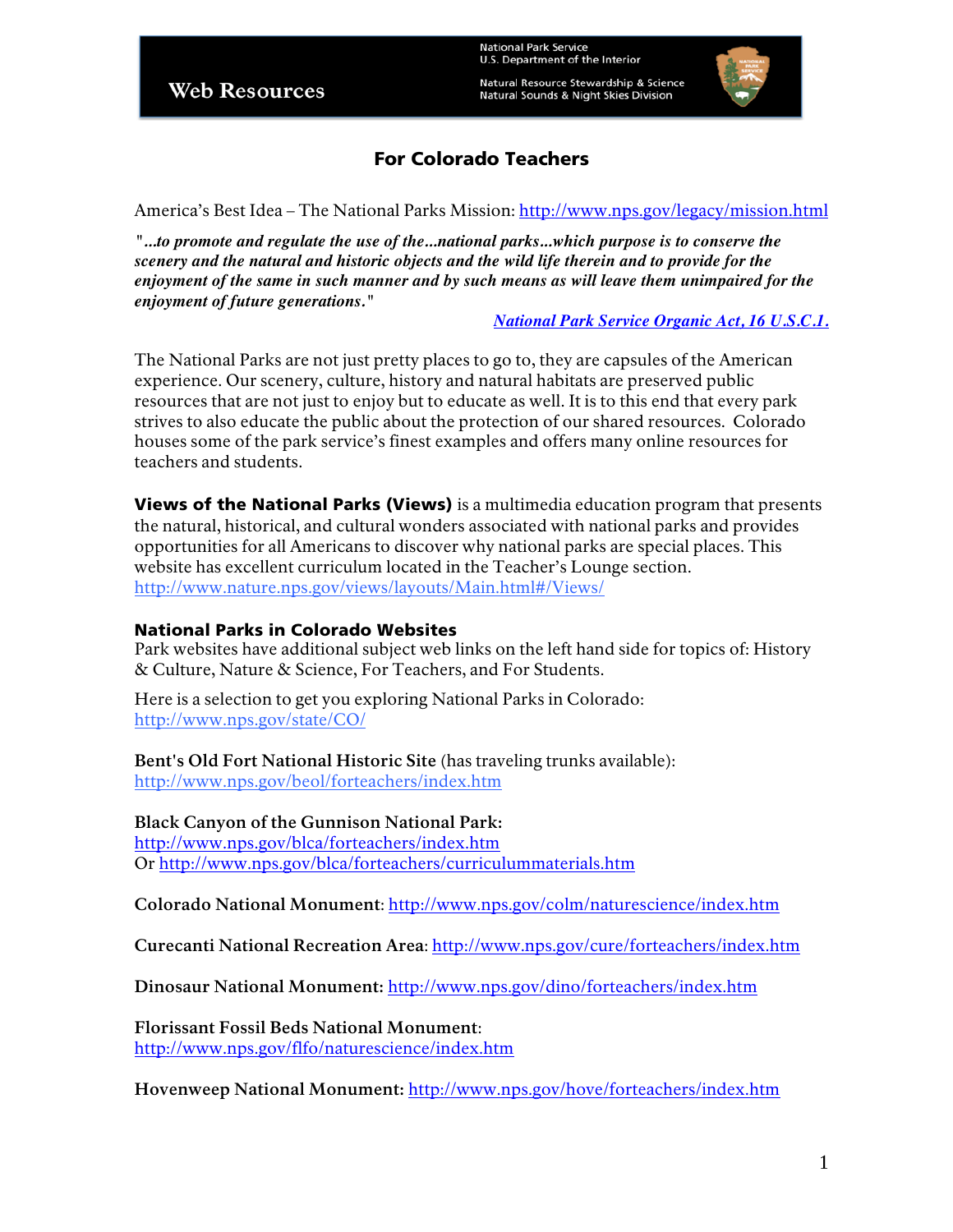Web Resources

National Park Service
U.S. Department of the Interior

Natural Resource Stewardship & Science
Natural Sounds & Night Skies Division

# For Colorado Teachers

America's Best Idea – The National Parks Mission: http://www.nps.gov/legacy/mission.html

***"...to promote and regulate the use of the...national parks...which purpose is to conserve the scenery and the natural and historic objects and the wild life therein and to provide for the enjoyment of the same in such manner and by such means as will leave them unimpaired for the enjoyment of future generations."***

***National Park Service Organic Act, 16 U.S.C.1.***

The National Parks are not just pretty places to go to, they are capsules of the American experience. Our scenery, culture, history and natural habitats are preserved public resources that are not just to enjoy but to educate as well. It is to this end that every park strives to also educate the public about the protection of our shared resources. Colorado houses some of the park service's finest examples and offers many online resources for teachers and students.

**Views of the National Parks (Views)** is a multimedia education program that presents the natural, historical, and cultural wonders associated with national parks and provides opportunities for all Americans to discover why national parks are special places. This website has excellent curriculum located in the Teacher's Lounge section.
http://www.nature.nps.gov/views/layouts/Main.html#/Views/

## National Parks in Colorado Websites

Park websites have additional subject web links on the left hand side for topics of: History & Culture, Nature & Science, For Teachers, and For Students.

Here is a selection to get you exploring National Parks in Colorado:
http://www.nps.gov/state/CO/

**Bent's Old Fort National Historic Site** (has traveling trunks available):
http://www.nps.gov/beol/forteachers/index.htm

**Black Canyon of the Gunnison National Park:**
http://www.nps.gov/blca/forteachers/index.htm
Or http://www.nps.gov/blca/forteachers/curriculummaterials.htm

**Colorado National Monument**: http://www.nps.gov/colm/naturescience/index.htm

**Curecanti National Recreation Area**: http://www.nps.gov/cure/forteachers/index.htm

**Dinosaur National Monument:** http://www.nps.gov/dino/forteachers/index.htm

**Florissant Fossil Beds National Monument**:
http://www.nps.gov/flfo/naturescience/index.htm

**Hovenweep National Monument:** http://www.nps.gov/hove/forteachers/index.htm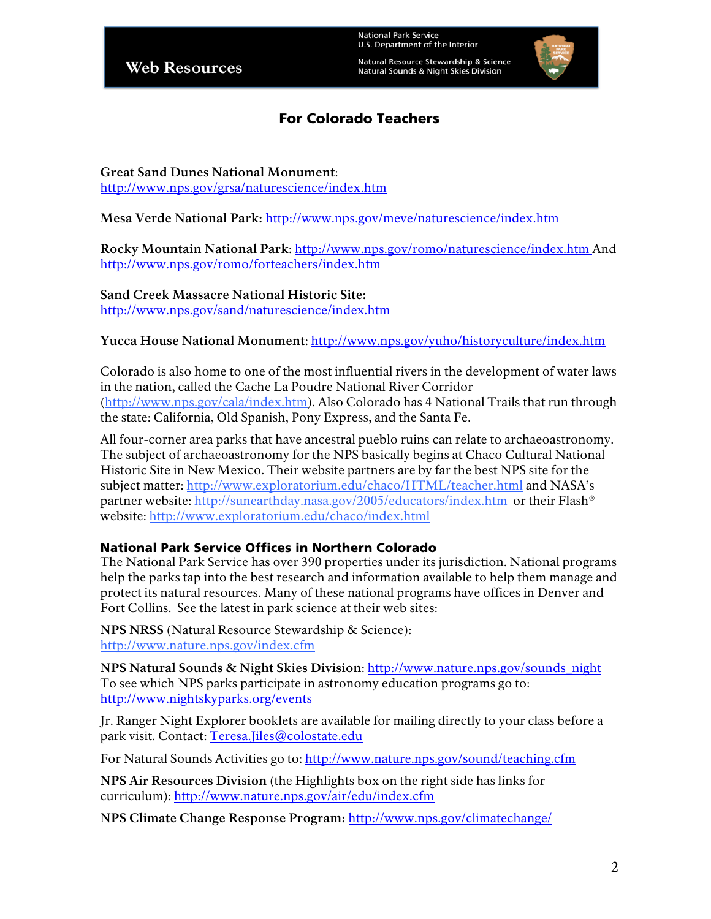## For Colorado Teachers

**Great Sand Dunes National Monument**: http://www.nps.gov/grsa/naturescience/index.htm

**Mesa Verde National Park:** http://www.nps.gov/meve/naturescience/index.htm

**Rocky Mountain National Park**: http://www.nps.gov/romo/naturescience/index.htm And http://www.nps.gov/romo/forteachers/index.htm

**Sand Creek Massacre National Historic Site:** http://www.nps.gov/sand/naturescience/index.htm

**Yucca House National Monument**: http://www.nps.gov/yuho/historyculture/index.htm

Colorado is also home to one of the most influential rivers in the development of water laws in the nation, called the Cache La Poudre National River Corridor (http://www.nps.gov/cala/index.htm). Also Colorado has 4 National Trails that run through the state: California, Old Spanish, Pony Express, and the Santa Fe.

All four-corner area parks that have ancestral pueblo ruins can relate to archaeoastronomy. The subject of archaeoastronomy for the NPS basically begins at Chaco Cultural National Historic Site in New Mexico. Their website partners are by far the best NPS site for the subject matter: http://www.exploratorium.edu/chaco/HTML/teacher.html and NASA's partner website: http://sunearthday.nasa.gov/2005/educators/index.htm or their Flash® website: http://www.exploratorium.edu/chaco/index.html

### National Park Service Offices in Northern Colorado

The National Park Service has over 390 properties under its jurisdiction. National programs help the parks tap into the best research and information available to help them manage and protect its natural resources. Many of these national programs have offices in Denver and Fort Collins. See the latest in park science at their web sites:

**NPS NRSS** (Natural Resource Stewardship & Science): http://www.nature.nps.gov/index.cfm

**NPS Natural Sounds & Night Skies Division**: http://www.nature.nps.gov/sounds_night
To see which NPS parks participate in astronomy education programs go to: http://www.nightskyparks.org/events

Jr. Ranger Night Explorer booklets are available for mailing directly to your class before a park visit. Contact: Teresa.Jiles@colostate.edu

For Natural Sounds Activities go to: http://www.nature.nps.gov/sound/teaching.cfm

**NPS Air Resources Division** (the Highlights box on the right side has links for curriculum): http://www.nature.nps.gov/air/edu/index.cfm

**NPS Climate Change Response Program:** http://www.nps.gov/climatechange/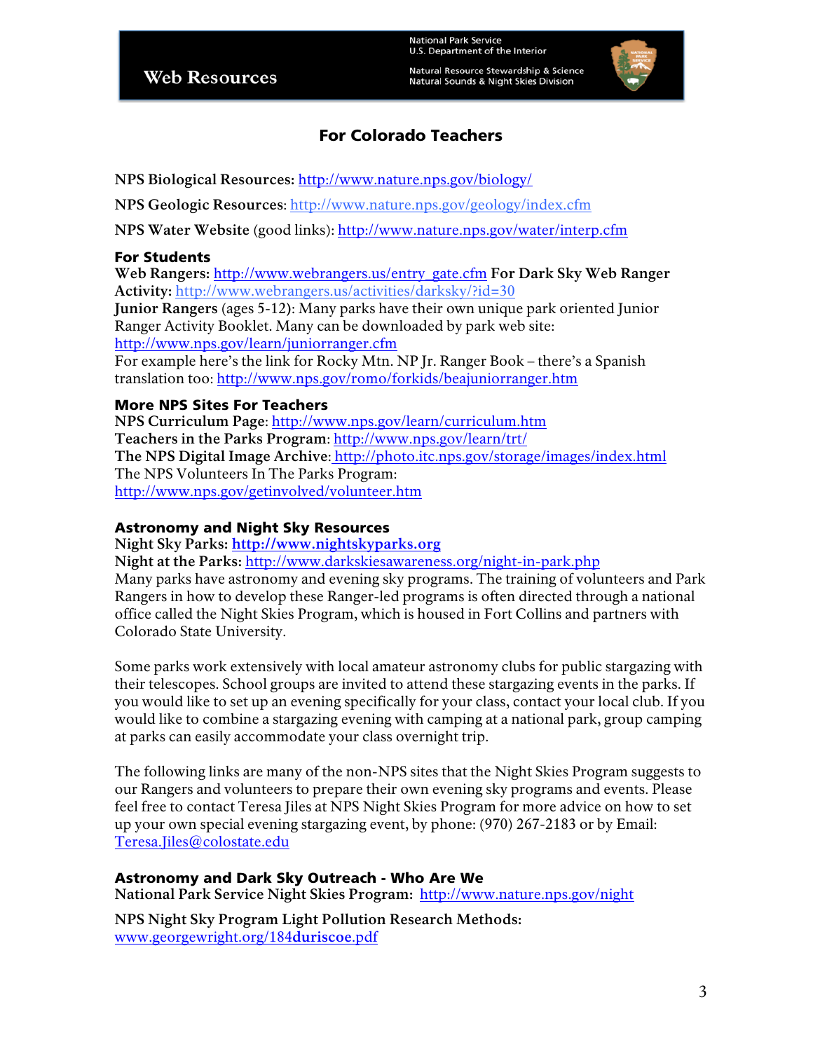# Web Resources

National Park Service
U.S. Department of the Interior

Natural Resource Stewardship & Science
Natural Sounds & Night Skies Division

## For Colorado Teachers

**NPS Biological Resources:** http://www.nature.nps.gov/biology/

**NPS Geologic Resources**: http://www.nature.nps.gov/geology/index.cfm

**NPS Water Website** (good links): http://www.nature.nps.gov/water/interp.cfm

### For Students

**Web Rangers:** http://www.webrangers.us/entry_gate.cfm **For Dark Sky Web Ranger Activity:** http://www.webrangers.us/activities/darksky/?id=30

**Junior Rangers** (ages 5-12): Many parks have their own unique park oriented Junior Ranger Activity Booklet. Many can be downloaded by park web site: http://www.nps.gov/learn/juniorranger.cfm

For example here's the link for Rocky Mtn. NP Jr. Ranger Book – there's a Spanish translation too: http://www.nps.gov/romo/forkids/beajuniorranger.htm

### More NPS Sites For Teachers

**NPS Curriculum Page**: http://www.nps.gov/learn/curriculum.htm

**Teachers in the Parks Program**: http://www.nps.gov/learn/trt/

**The NPS Digital Image Archive**: http://photo.itc.nps.gov/storage/images/index.html

The NPS Volunteers In The Parks Program: http://www.nps.gov/getinvolved/volunteer.htm

### Astronomy and Night Sky Resources

**Night Sky Parks: http://www.nightskyparks.org**

**Night at the Parks:** http://www.darkskiesawareness.org/night-in-park.php

Many parks have astronomy and evening sky programs. The training of volunteers and Park Rangers in how to develop these Ranger-led programs is often directed through a national office called the Night Skies Program, which is housed in Fort Collins and partners with Colorado State University.

Some parks work extensively with local amateur astronomy clubs for public stargazing with their telescopes. School groups are invited to attend these stargazing events in the parks. If you would like to set up an evening specifically for your class, contact your local club. If you would like to combine a stargazing evening with camping at a national park, group camping at parks can easily accommodate your class overnight trip.

The following links are many of the non-NPS sites that the Night Skies Program suggests to our Rangers and volunteers to prepare their own evening sky programs and events. Please feel free to contact Teresa Jiles at NPS Night Skies Program for more advice on how to set up your own special evening stargazing event, by phone: (970) 267-2183 or by Email: Teresa.Jiles@colostate.edu

### Astronomy and Dark Sky Outreach - Who Are We

**National Park Service Night Skies Program:** http://www.nature.nps.gov/night

**NPS Night Sky Program Light Pollution Research Methods:** www.georgewright.org/184**duriscoe**.pdf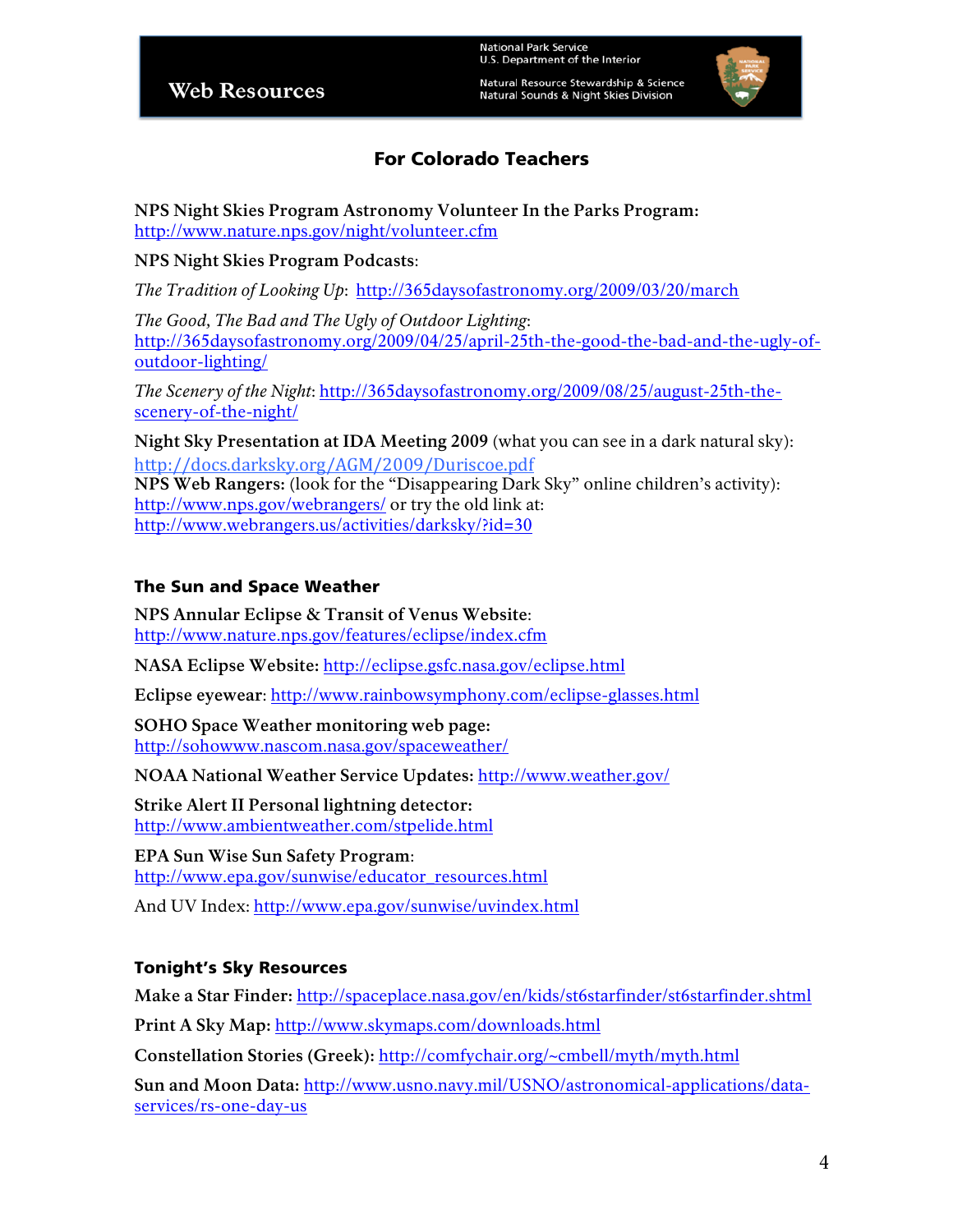# Web Resources

National Park Service
U.S. Department of the Interior

Natural Resource Stewardship & Science
Natural Sounds & Night Skies Division

## For Colorado Teachers

**NPS Night Skies Program Astronomy Volunteer In the Parks Program:**
http://www.nature.nps.gov/night/volunteer.cfm

**NPS Night Skies Program Podcasts**:

*The Tradition of Looking Up*: http://365daysofastronomy.org/2009/03/20/march

*The Good, The Bad and The Ugly of Outdoor Lighting*:
http://365daysofastronomy.org/2009/04/25/april-25th-the-good-the-bad-and-the-ugly-of-outdoor-lighting/

*The Scenery of the Night*: http://365daysofastronomy.org/2009/08/25/august-25th-the-scenery-of-the-night/

**Night Sky Presentation at IDA Meeting 2009** (what you can see in a dark natural sky):
http://docs.darksky.org/AGM/2009/Duriscoe.pdf
**NPS Web Rangers:** (look for the "Disappearing Dark Sky" online children's activity):
http://www.nps.gov/webrangers/ or try the old link at:
http://www.webrangers.us/activities/darksky/?id=30

### The Sun and Space Weather

**NPS Annular Eclipse & Transit of Venus Website**:
http://www.nature.nps.gov/features/eclipse/index.cfm

**NASA Eclipse Website:** http://eclipse.gsfc.nasa.gov/eclipse.html

**Eclipse eyewear**: http://www.rainbowsymphony.com/eclipse-glasses.html

**SOHO Space Weather monitoring web page:**
http://sohowww.nascom.nasa.gov/spaceweather/

**NOAA National Weather Service Updates:** http://www.weather.gov/

**Strike Alert II Personal lightning detector:**
http://www.ambientweather.com/stpelide.html

**EPA Sun Wise Sun Safety Program**:
http://www.epa.gov/sunwise/educator_resources.html

And UV Index: http://www.epa.gov/sunwise/uvindex.html

### Tonight's Sky Resources

**Make a Star Finder:** http://spaceplace.nasa.gov/en/kids/st6starfinder/st6starfinder.shtml

**Print A Sky Map:** http://www.skymaps.com/downloads.html

**Constellation Stories (Greek):** http://comfychair.org/~cmbell/myth/myth.html

**Sun and Moon Data:** http://www.usno.navy.mil/USNO/astronomical-applications/data-services/rs-one-day-us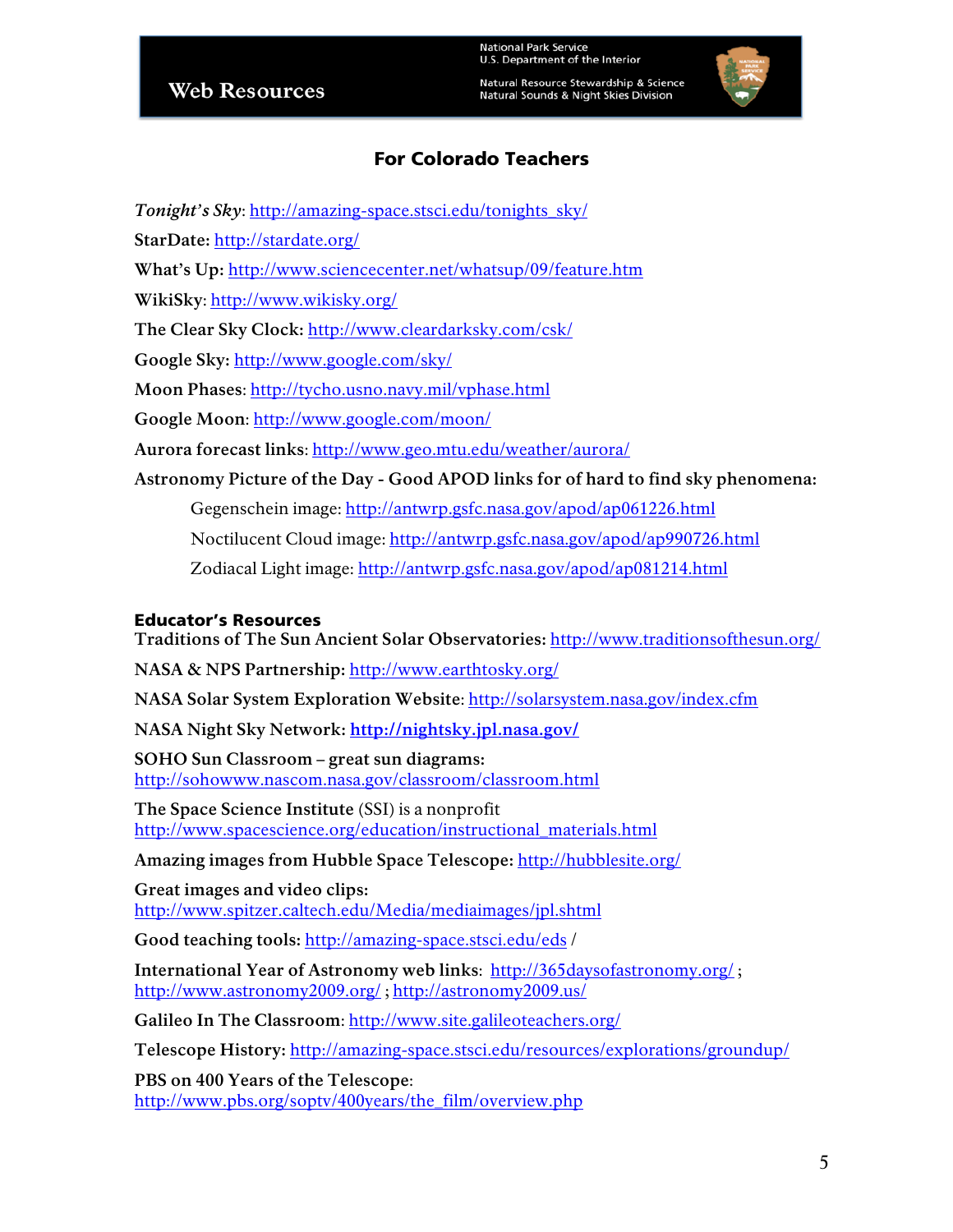# Web Resources

National Park Service
U.S. Department of the Interior

Natural Resource Stewardship & Science
Natural Sounds & Night Skies Division

## For Colorado Teachers

*Tonight's Sky*: http://amazing-space.stsci.edu/tonights_sky/

**StarDate:** http://stardate.org/

**What's Up:** http://www.sciencecenter.net/whatsup/09/feature.htm

**WikiSky**: http://www.wikisky.org/

**The Clear Sky Clock:** http://www.cleardarksky.com/csk/

**Google Sky:** http://www.google.com/sky/

**Moon Phases**: http://tycho.usno.navy.mil/vphase.html

**Google Moon**: http://www.google.com/moon/

**Aurora forecast links**: http://www.geo.mtu.edu/weather/aurora/

**Astronomy Picture of the Day - Good APOD links for of hard to find sky phenomena:**

- Gegenschein image: http://antwrp.gsfc.nasa.gov/apod/ap061226.html
- Noctilucent Cloud image: http://antwrp.gsfc.nasa.gov/apod/ap990726.html
- Zodiacal Light image: http://antwrp.gsfc.nasa.gov/apod/ap081214.html

### Educator's Resources

**Traditions of The Sun Ancient Solar Observatories:** http://www.traditionsofthesun.org/

**NASA & NPS Partnership:** http://www.earthtosky.org/

**NASA Solar System Exploration Website**: http://solarsystem.nasa.gov/index.cfm

**NASA Night Sky Network:** **http://nightsky.jpl.nasa.gov/**

**SOHO Sun Classroom – great sun diagrams:**
http://sohowww.nascom.nasa.gov/classroom/classroom.html

**The Space Science Institute** (SSI) is a nonprofit
http://www.spacescience.org/education/instructional_materials.html

**Amazing images from Hubble Space Telescope:** http://hubblesite.org/

**Great images and video clips:**
http://www.spitzer.caltech.edu/Media/mediaimages/jpl.shtml

**Good teaching tools:** http://amazing-space.stsci.edu/eds /

**International Year of Astronomy web links**: http://365daysofastronomy.org/ ; http://www.astronomy2009.org/ ; http://astronomy2009.us/

**Galileo In The Classroom**: http://www.site.galileoteachers.org/

**Telescope History:** http://amazing-space.stsci.edu/resources/explorations/groundup/

**PBS on 400 Years of the Telescope**:
http://www.pbs.org/soptv/400years/the_film/overview.php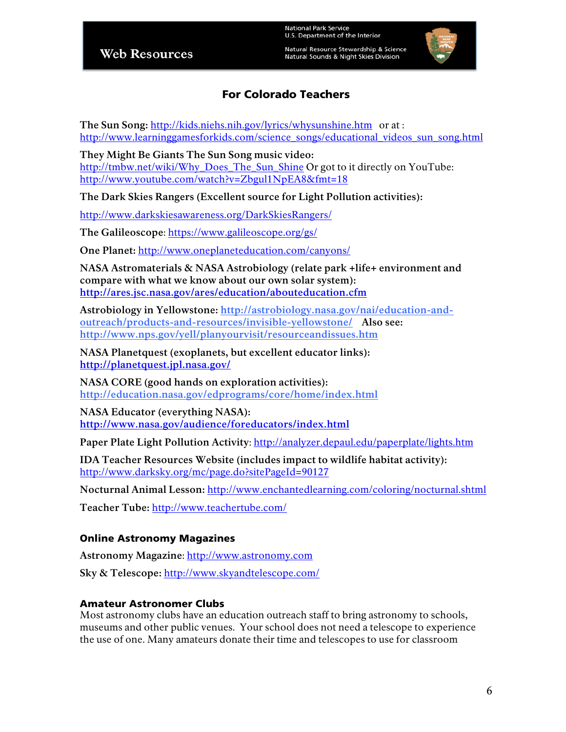# Web Resources

National Park Service
U.S. Department of the Interior

Natural Resource Stewardship & Science
Natural Sounds & Night Skies Division

## For Colorado Teachers

**The Sun Song:** http://kids.niehs.nih.gov/lyrics/whysunshine.htm or at : http://www.learninggamesforkids.com/science_songs/educational_videos_sun_song.html

**They Might Be Giants The Sun Song music video:** http://tmbw.net/wiki/Why_Does_The_Sun_Shine Or got to it directly on YouTube: http://www.youtube.com/watch?v=Zbgul1NpEA8&fmt=18

**The Dark Skies Rangers (Excellent source for Light Pollution activities):**

http://www.darkskiesawareness.org/DarkSkiesRangers/

**The Galileoscope:** https://www.galileoscope.org/gs/

**One Planet:** http://www.oneplaneteducation.com/canyons/

**NASA Astromaterials & NASA Astrobiology (relate park +life+ environment and compare with what we know about our own solar system):** **http://ares.jsc.nasa.gov/ares/education/abouteducation.cfm**

**Astrobiology in Yellowstone:** http://astrobiology.nasa.gov/nai/education-and-outreach/products-and-resources/invisible-yellowstone/ **Also see:** http://www.nps.gov/yell/planyourvisit/resourceandissues.htm

**NASA Planetquest (exoplanets, but excellent educator links):** **http://planetquest.jpl.nasa.gov/**

**NASA CORE (good hands on exploration activities):** http://education.nasa.gov/edprograms/core/home/index.html

**NASA Educator (everything NASA):** **http://www.nasa.gov/audience/foreducators/index.html**

**Paper Plate Light Pollution Activity**: http://analyzer.depaul.edu/paperplate/lights.htm

**IDA Teacher Resources Website (includes impact to wildlife habitat activity):** http://www.darksky.org/mc/page.do?sitePageId=90127

**Nocturnal Animal Lesson:** http://www.enchantedlearning.com/coloring/nocturnal.shtml

**Teacher Tube:** http://www.teachertube.com/

### Online Astronomy Magazines

**Astronomy Magazine**: http://www.astronomy.com

**Sky & Telescope:** http://www.skyandtelescope.com/

### Amateur Astronomer Clubs

Most astronomy clubs have an education outreach staff to bring astronomy to schools, museums and other public venues. Your school does not need a telescope to experience the use of one. Many amateurs donate their time and telescopes to use for classroom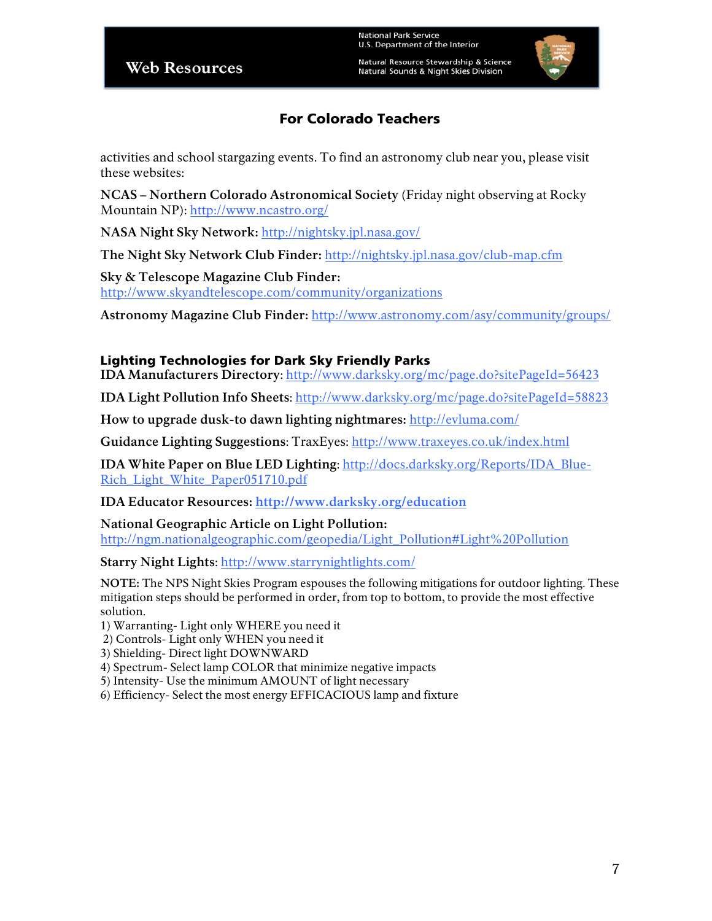For Colorado Teachers

activities and school stargazing events. To find an astronomy club near you, please visit these websites:

**NCAS – Northern Colorado Astronomical Society** (Friday night observing at Rocky Mountain NP): http://www.ncastro.org/

**NASA Night Sky Network:** http://nightsky.jpl.nasa.gov/

**The Night Sky Network Club Finder:** http://nightsky.jpl.nasa.gov/club-map.cfm

**Sky & Telescope Magazine Club Finder:** http://www.skyandtelescope.com/community/organizations

**Astronomy Magazine Club Finder:** http://www.astronomy.com/asy/community/groups/

## Lighting Technologies for Dark Sky Friendly Parks

**IDA Manufacturers Directory**: http://www.darksky.org/mc/page.do?sitePageId=56423

**IDA Light Pollution Info Sheets**: http://www.darksky.org/mc/page.do?sitePageId=58823

**How to upgrade dusk-to dawn lighting nightmares:** http://evluma.com/

**Guidance Lighting Suggestions**: TraxEyes: http://www.traxeyes.co.uk/index.html

**IDA White Paper on Blue LED Lighting**: http://docs.darksky.org/Reports/IDA_Blue-Rich_Light_White_Paper051710.pdf

**IDA Educator Resources:** **http://www.darksky.org/education**

**National Geographic Article on Light Pollution:** http://ngm.nationalgeographic.com/geopedia/Light_Pollution#Light%20Pollution

**Starry Night Lights**: http://www.starrynightlights.com/

**NOTE:** The NPS Night Skies Program espouses the following mitigations for outdoor lighting. These mitigation steps should be performed in order, from top to bottom, to provide the most effective solution.

1) Warranting- Light only WHERE you need it
2) Controls- Light only WHEN you need it
3) Shielding- Direct light DOWNWARD
4) Spectrum- Select lamp COLOR that minimize negative impacts
5) Intensity- Use the minimum AMOUNT of light necessary
6) Efficiency- Select the most energy EFFICACIOUS lamp and fixture